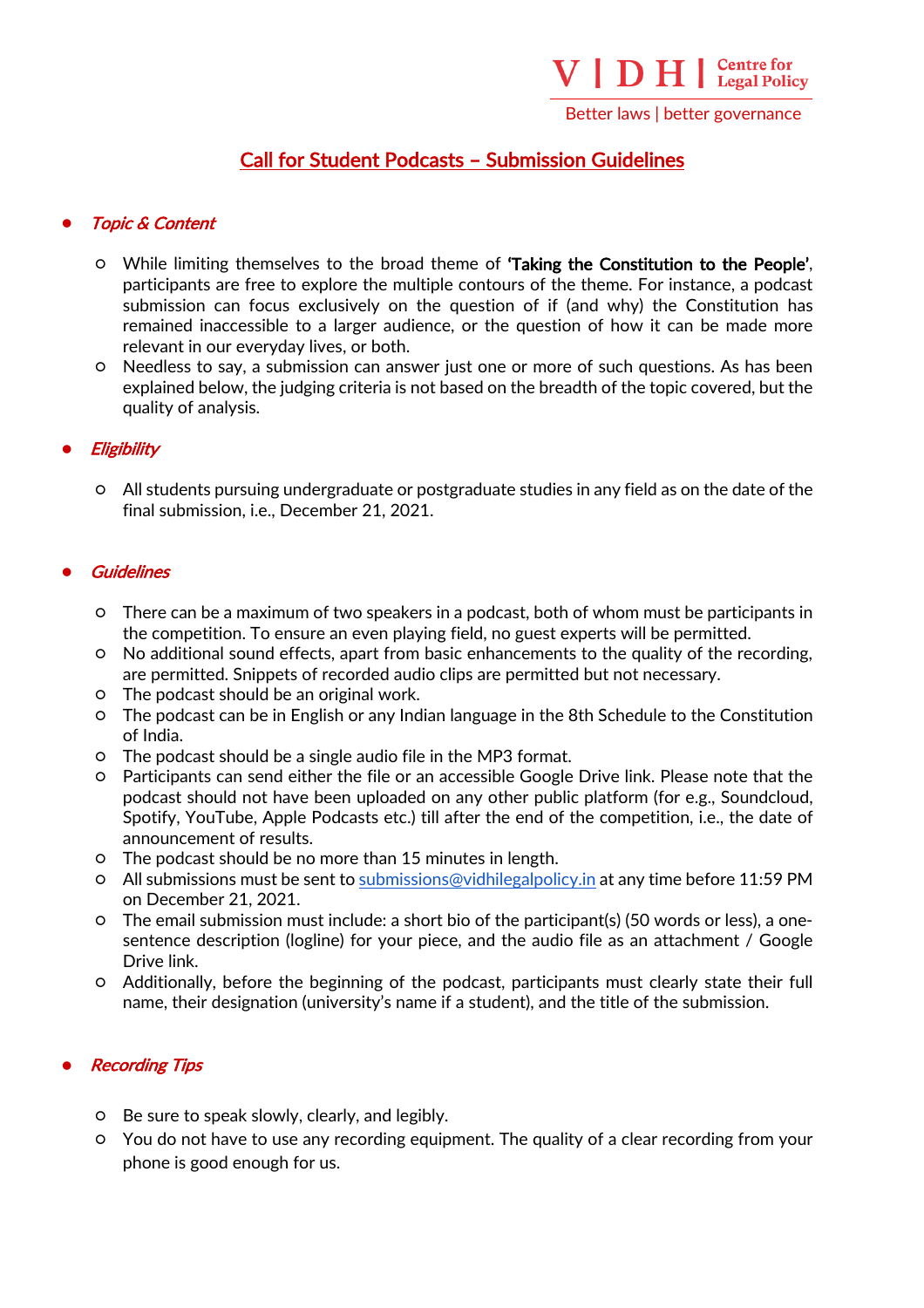VIDHI Centre for Legal Policy

Better laws | better governance

# Call for Student Podcasts – Submission Guidelines

- ***Topic & Content***
  - While limiting themselves to the broad theme of **'Taking the Constitution to the People'**, participants are free to explore the multiple contours of the theme. For instance, a podcast submission can focus exclusively on the question of if (and why) the Constitution has remained inaccessible to a larger audience, or the question of how it can be made more relevant in our everyday lives, or both.
  - Needless to say, a submission can answer just one or more of such questions. As has been explained below, the judging criteria is not based on the breadth of the topic covered, but the quality of analysis.

- ***Eligibility***
  - All students pursuing undergraduate or postgraduate studies in any field as on the date of the final submission, i.e., December 21, 2021.

- ***Guidelines***
  - There can be a maximum of two speakers in a podcast, both of whom must be participants in the competition. To ensure an even playing field, no guest experts will be permitted.
  - No additional sound effects, apart from basic enhancements to the quality of the recording, are permitted. Snippets of recorded audio clips are permitted but not necessary.
  - The podcast should be an original work.
  - The podcast can be in English or any Indian language in the 8th Schedule to the Constitution of India.
  - The podcast should be a single audio file in the MP3 format.
  - Participants can send either the file or an accessible Google Drive link. Please note that the podcast should not have been uploaded on any other public platform (for e.g., Soundcloud, Spotify, YouTube, Apple Podcasts etc.) till after the end of the competition, i.e., the date of announcement of results.
  - The podcast should be no more than 15 minutes in length.
  - All submissions must be sent to submissions@vidhilegalpolicy.in at any time before 11:59 PM on December 21, 2021.
  - The email submission must include: a short bio of the participant(s) (50 words or less), a one-sentence description (logline) for your piece, and the audio file as an attachment / Google Drive link.
  - Additionally, before the beginning of the podcast, participants must clearly state their full name, their designation (university's name if a student), and the title of the submission.

- ***Recording Tips***
  - Be sure to speak slowly, clearly, and legibly.
  - You do not have to use any recording equipment. The quality of a clear recording from your phone is good enough for us.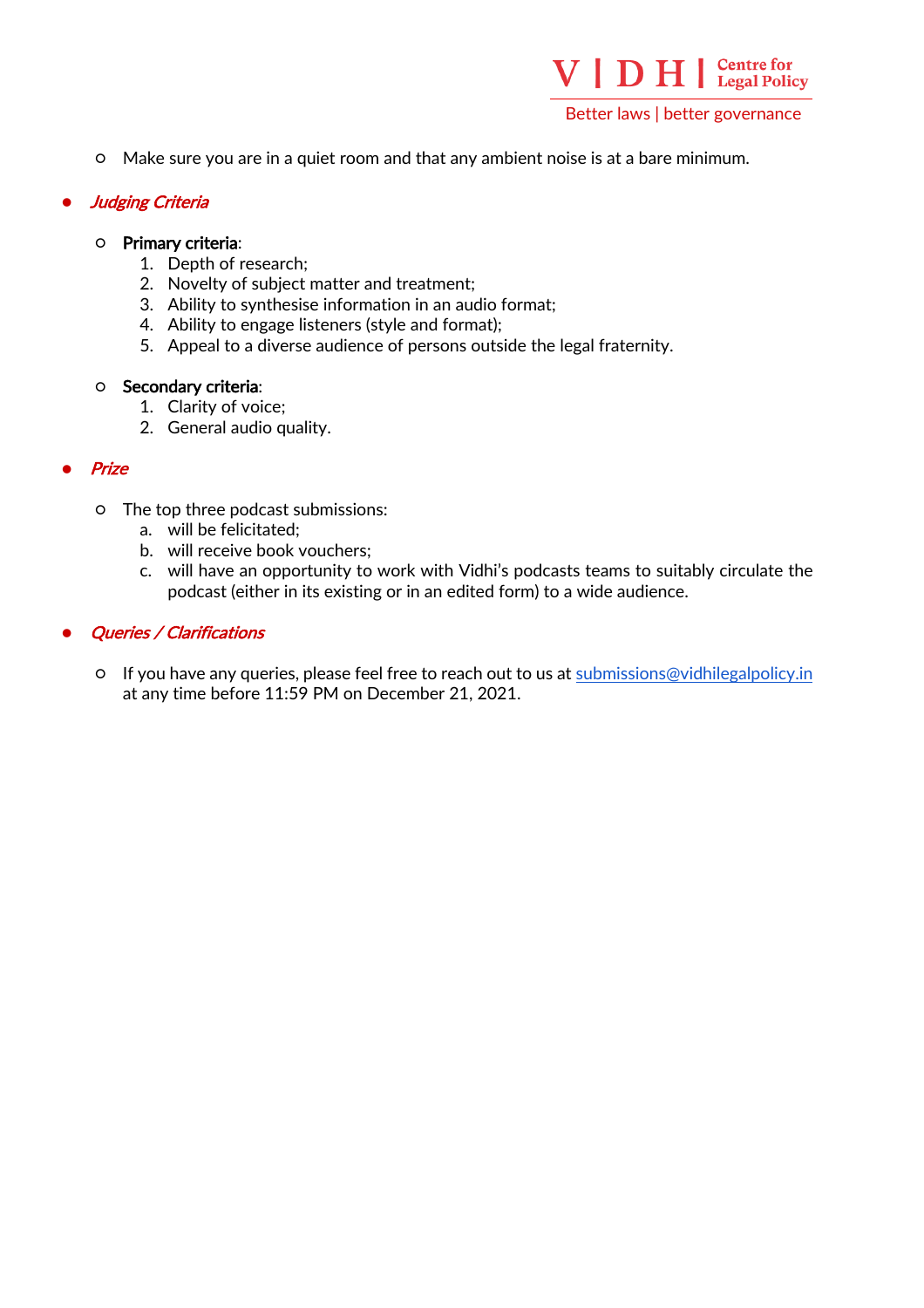- Make sure you are in a quiet room and that any ambient noise is at a bare minimum.

- ***Judging Criteria***

  - **Primary criteria**:
    1. Depth of research;
    2. Novelty of subject matter and treatment;
    3. Ability to synthesise information in an audio format;
    4. Ability to engage listeners (style and format);
    5. Appeal to a diverse audience of persons outside the legal fraternity.

  - **Secondary criteria**:
    1. Clarity of voice;
    2. General audio quality.

- ***Prize***

  - The top three podcast submissions:
    a. will be felicitated;
    b. will receive book vouchers;
    c. will have an opportunity to work with Vidhi's podcasts teams to suitably circulate the podcast (either in its existing or in an edited form) to a wide audience.

- ***Queries / Clarifications***

  - If you have any queries, please feel free to reach out to us at submissions@vidhilegalpolicy.in at any time before 11:59 PM on December 21, 2021.